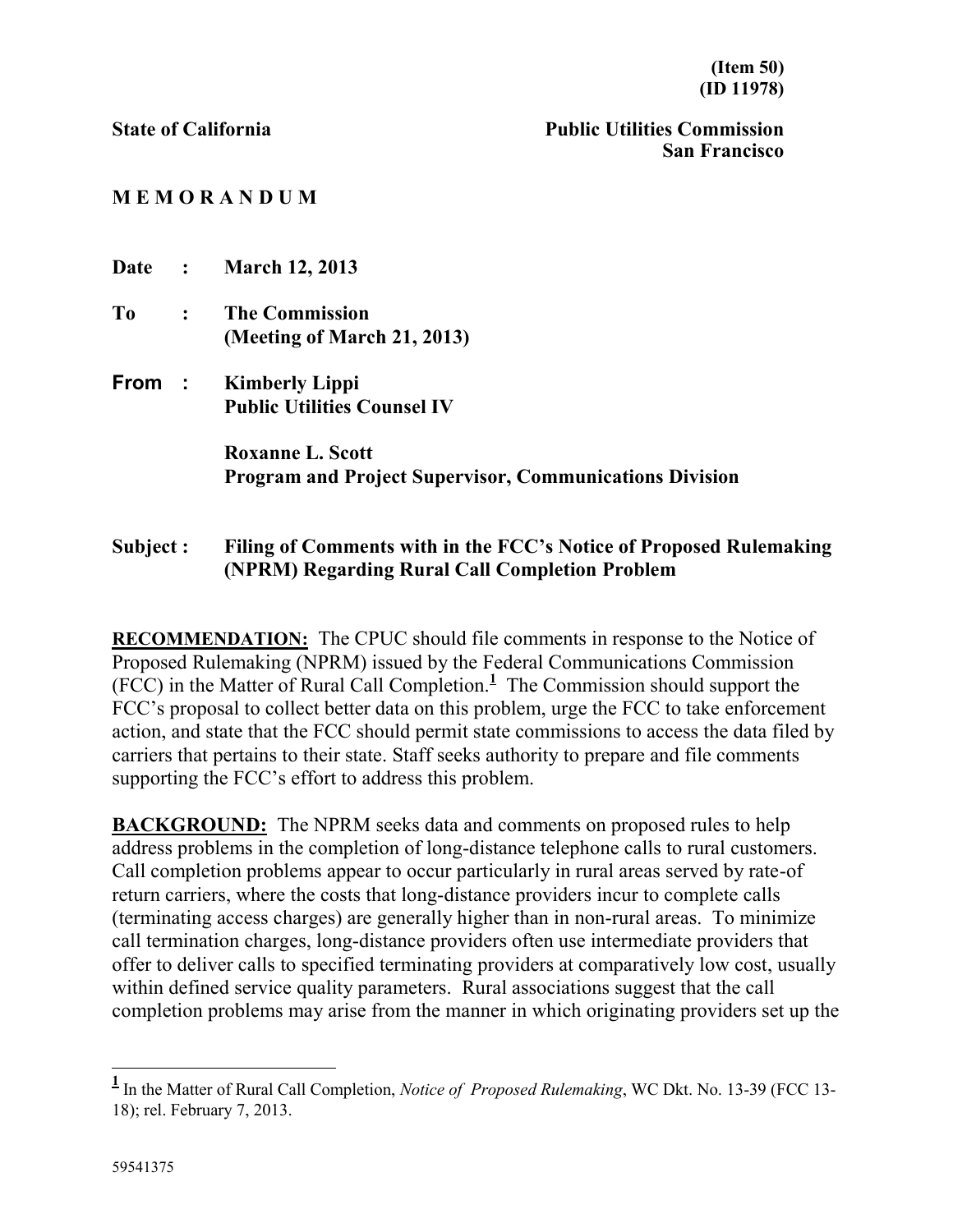**(Item 50)**
**(ID 11978)**

**State of California** **Public Utilities Commission**
**San Francisco**

**M E M O R A N D U M**

**Date : March 12, 2013**

**To : The Commission**
**(Meeting of March 21, 2013)**

**From : Kimberly Lippi**
**Public Utilities Counsel IV**

**Roxanne L. Scott**
**Program and Project Supervisor, Communications Division**

**Subject : Filing of Comments with in the FCC's Notice of Proposed Rulemaking (NPRM) Regarding Rural Call Completion Problem**

**RECOMMENDATION:** The CPUC should file comments in response to the Notice of Proposed Rulemaking (NPRM) issued by the Federal Communications Commission (FCC) in the Matter of Rural Call Completion.[1] The Commission should support the FCC's proposal to collect better data on this problem, urge the FCC to take enforcement action, and state that the FCC should permit state commissions to access the data filed by carriers that pertains to their state. Staff seeks authority to prepare and file comments supporting the FCC's effort to address this problem.

**BACKGROUND:** The NPRM seeks data and comments on proposed rules to help address problems in the completion of long-distance telephone calls to rural customers. Call completion problems appear to occur particularly in rural areas served by rate-of return carriers, where the costs that long-distance providers incur to complete calls (terminating access charges) are generally higher than in non-rural areas. To minimize call termination charges, long-distance providers often use intermediate providers that offer to deliver calls to specified terminating providers at comparatively low cost, usually within defined service quality parameters. Rural associations suggest that the call completion problems may arise from the manner in which originating providers set up the

---

[1] In the Matter of Rural Call Completion, *Notice of Proposed Rulemaking*, WC Dkt. No. 13-39 (FCC 13-18); rel. February 7, 2013.

59541375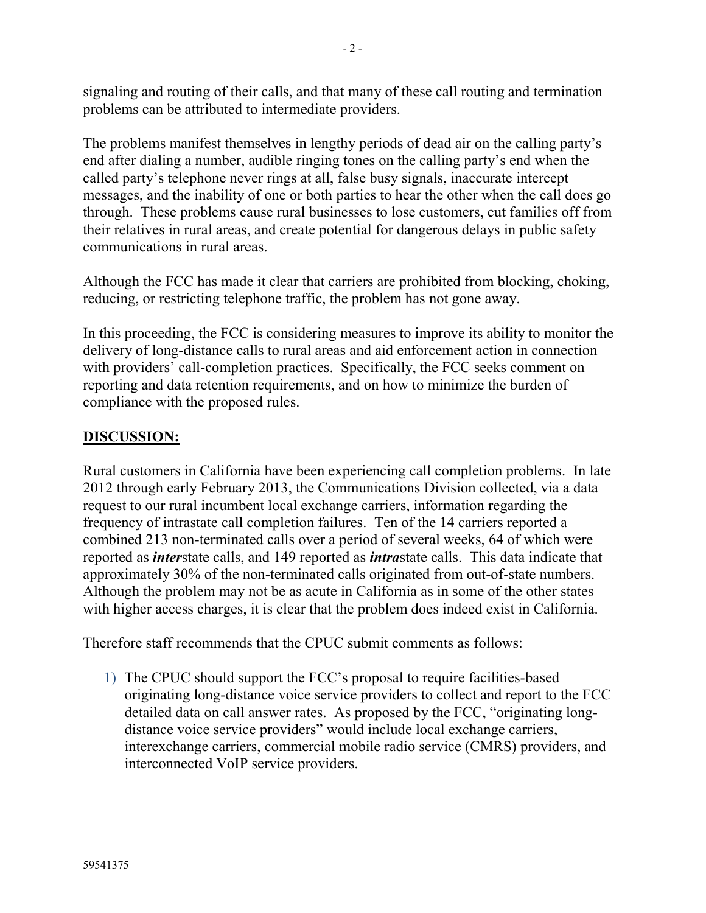signaling and routing of their calls, and that many of these call routing and termination problems can be attributed to intermediate providers.

The problems manifest themselves in lengthy periods of dead air on the calling party's end after dialing a number, audible ringing tones on the calling party's end when the called party's telephone never rings at all, false busy signals, inaccurate intercept messages, and the inability of one or both parties to hear the other when the call does go through. These problems cause rural businesses to lose customers, cut families off from their relatives in rural areas, and create potential for dangerous delays in public safety communications in rural areas.

Although the FCC has made it clear that carriers are prohibited from blocking, choking, reducing, or restricting telephone traffic, the problem has not gone away.

In this proceeding, the FCC is considering measures to improve its ability to monitor the delivery of long-distance calls to rural areas and aid enforcement action in connection with providers' call-completion practices. Specifically, the FCC seeks comment on reporting and data retention requirements, and on how to minimize the burden of compliance with the proposed rules.

**DISCUSSION:**

Rural customers in California have been experiencing call completion problems. In late 2012 through early February 2013, the Communications Division collected, via a data request to our rural incumbent local exchange carriers, information regarding the frequency of intrastate call completion failures. Ten of the 14 carriers reported a combined 213 non-terminated calls over a period of several weeks, 64 of which were reported as ***inter***state calls, and 149 reported as ***intra***state calls. This data indicate that approximately 30% of the non-terminated calls originated from out-of-state numbers. Although the problem may not be as acute in California as in some of the other states with higher access charges, it is clear that the problem does indeed exist in California.

Therefore staff recommends that the CPUC submit comments as follows:

1) The CPUC should support the FCC's proposal to require facilities-based originating long-distance voice service providers to collect and report to the FCC detailed data on call answer rates. As proposed by the FCC, "originating long-distance voice service providers" would include local exchange carriers, interexchange carriers, commercial mobile radio service (CMRS) providers, and interconnected VoIP service providers.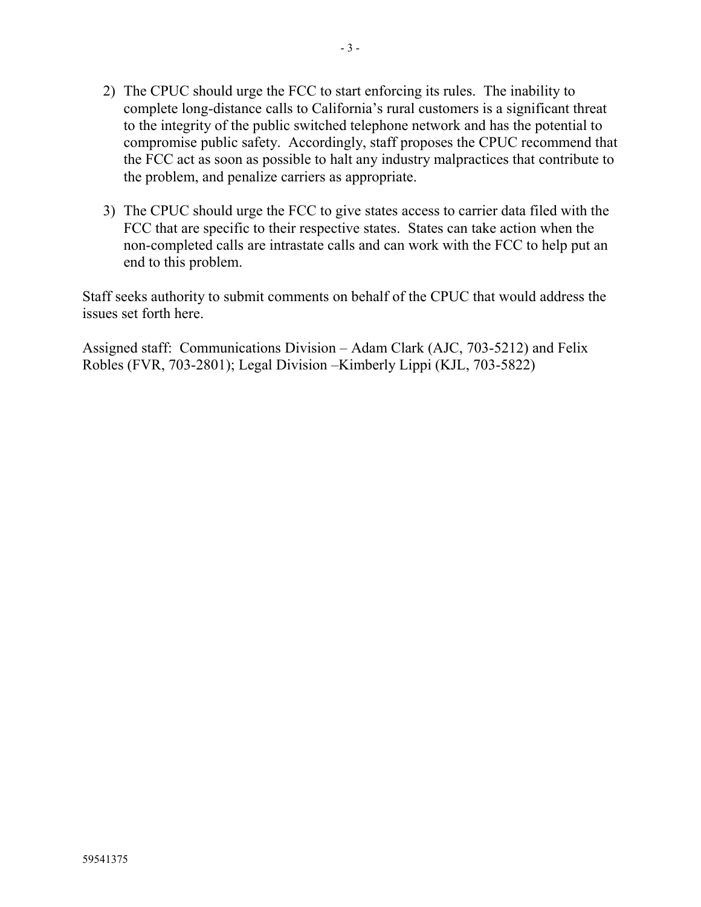2) The CPUC should urge the FCC to start enforcing its rules. The inability to complete long-distance calls to California's rural customers is a significant threat to the integrity of the public switched telephone network and has the potential to compromise public safety. Accordingly, staff proposes the CPUC recommend that the FCC act as soon as possible to halt any industry malpractices that contribute to the problem, and penalize carriers as appropriate.

3) The CPUC should urge the FCC to give states access to carrier data filed with the FCC that are specific to their respective states. States can take action when the non-completed calls are intrastate calls and can work with the FCC to help put an end to this problem.

Staff seeks authority to submit comments on behalf of the CPUC that would address the issues set forth here.

Assigned staff: Communications Division – Adam Clark (AJC, 703-5212) and Felix Robles (FVR, 703-2801); Legal Division –Kimberly Lippi (KJL, 703-5822)

59541375